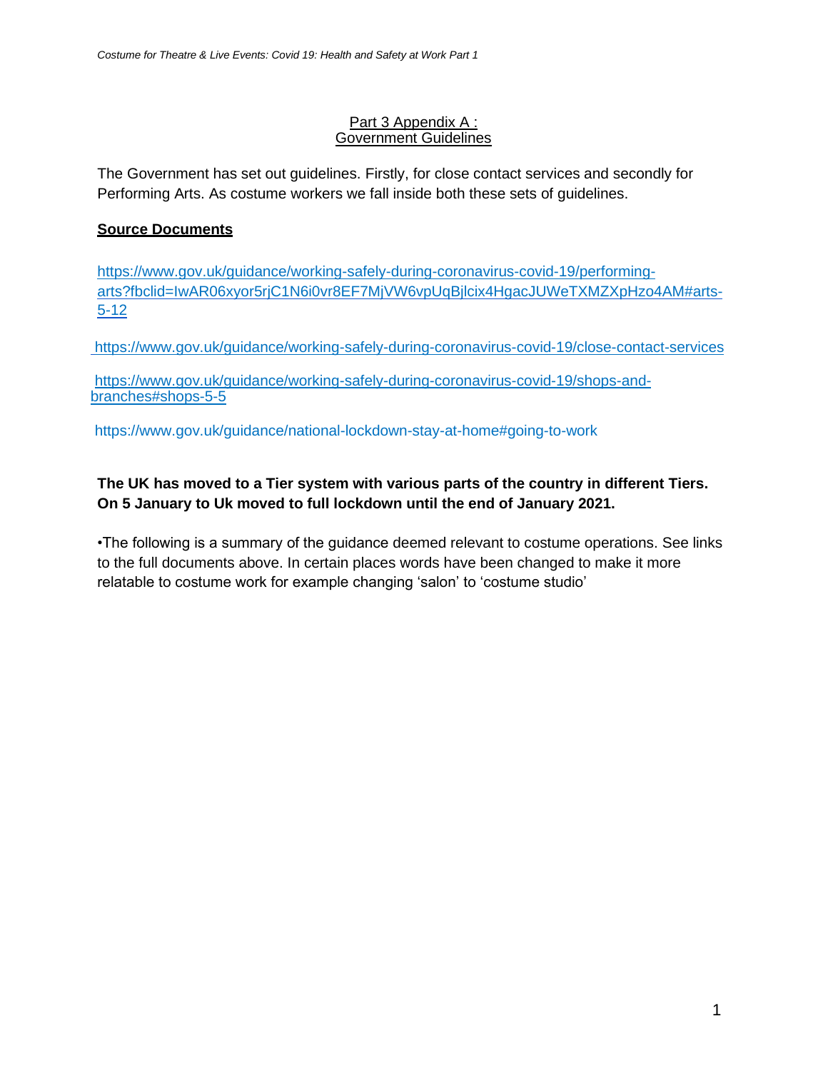## Part 3 Appendix A : Government Guidelines

The Government has set out guidelines. Firstly, for close contact services and secondly for Performing Arts. As costume workers we fall inside both these sets of guidelines.

**Source Documents**

https://www.gov.uk/guidance/working-safely-during-coronavirus-covid-19/performing-arts?fbclid=IwAR06xyor5rjC1N6i0vr8EF7MjVW6vpUqBjlcix4HgacJUWeTXMZXpHzo4AM#arts-5-12

https://www.gov.uk/guidance/working-safely-during-coronavirus-covid-19/close-contact-services

https://www.gov.uk/guidance/working-safely-during-coronavirus-covid-19/shops-and-branches#shops-5-5

https://www.gov.uk/guidance/national-lockdown-stay-at-home#going-to-work

**The UK has moved to a Tier system with various parts of the country in different Tiers. On 5 January to Uk moved to full lockdown until the end of January 2021.**

•The following is a summary of the guidance deemed relevant to costume operations. See links to the full documents above. In certain places words have been changed to make it more relatable to costume work for example changing 'salon' to 'costume studio'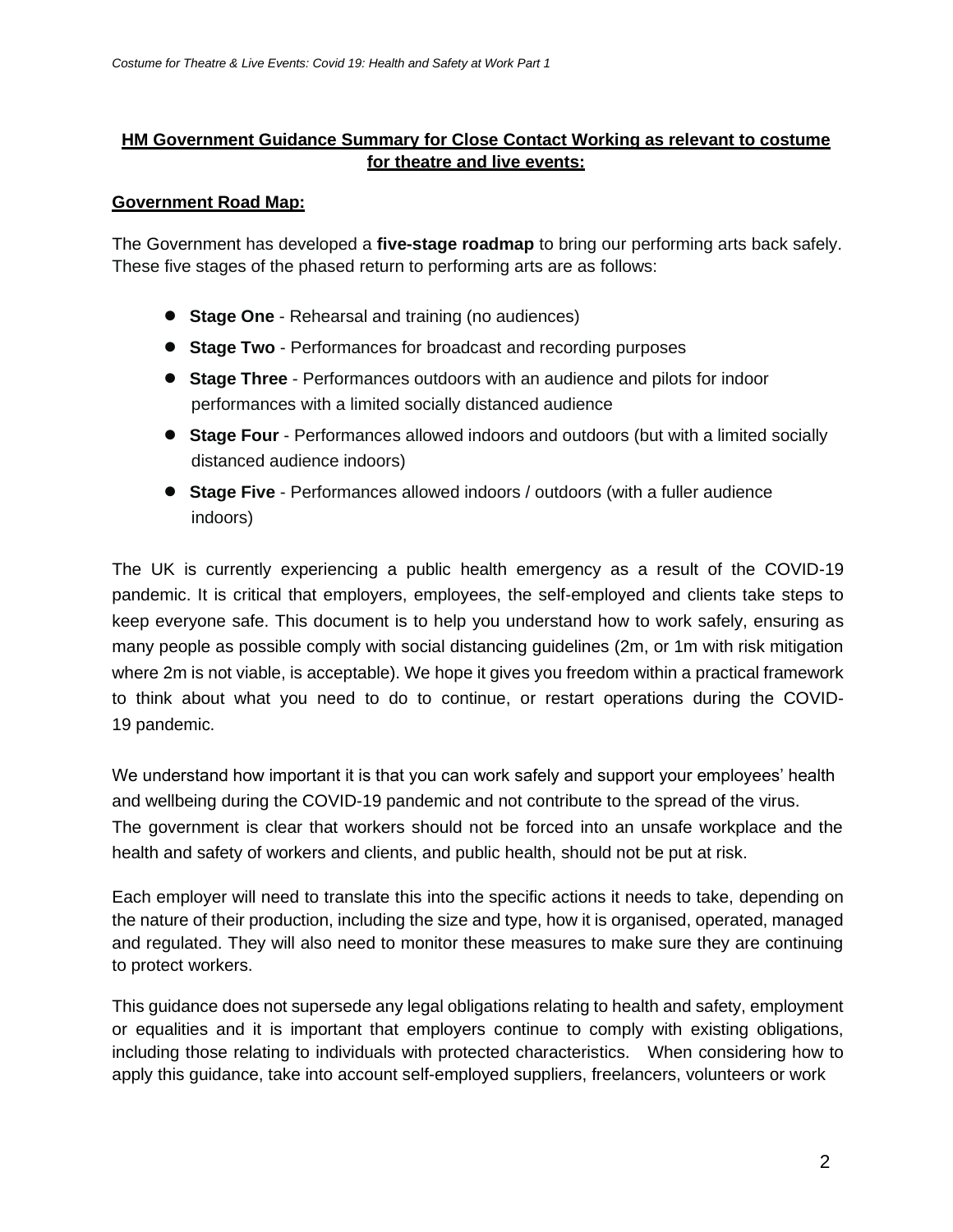## HM Government Guidance Summary for Close Contact Working as relevant to costume for theatre and live events:

### Government Road Map:

The Government has developed a **five-stage roadmap** to bring our performing arts back safely. These five stages of the phased return to performing arts are as follows:

- **Stage One** - Rehearsal and training (no audiences)
- **Stage Two** - Performances for broadcast and recording purposes
- **Stage Three** - Performances outdoors with an audience and pilots for indoor performances with a limited socially distanced audience
- **Stage Four** - Performances allowed indoors and outdoors (but with a limited socially distanced audience indoors)
- **Stage Five** - Performances allowed indoors / outdoors (with a fuller audience indoors)

The UK is currently experiencing a public health emergency as a result of the COVID-19 pandemic. It is critical that employers, employees, the self-employed and clients take steps to keep everyone safe. This document is to help you understand how to work safely, ensuring as many people as possible comply with social distancing guidelines (2m, or 1m with risk mitigation where 2m is not viable, is acceptable). We hope it gives you freedom within a practical framework to think about what you need to do to continue, or restart operations during the COVID-19 pandemic.

We understand how important it is that you can work safely and support your employees' health and wellbeing during the COVID-19 pandemic and not contribute to the spread of the virus. The government is clear that workers should not be forced into an unsafe workplace and the health and safety of workers and clients, and public health, should not be put at risk.

Each employer will need to translate this into the specific actions it needs to take, depending on the nature of their production, including the size and type, how it is organised, operated, managed and regulated. They will also need to monitor these measures to make sure they are continuing to protect workers.

This guidance does not supersede any legal obligations relating to health and safety, employment or equalities and it is important that employers continue to comply with existing obligations, including those relating to individuals with protected characteristics. When considering how to apply this guidance, take into account self-employed suppliers, freelancers, volunteers or work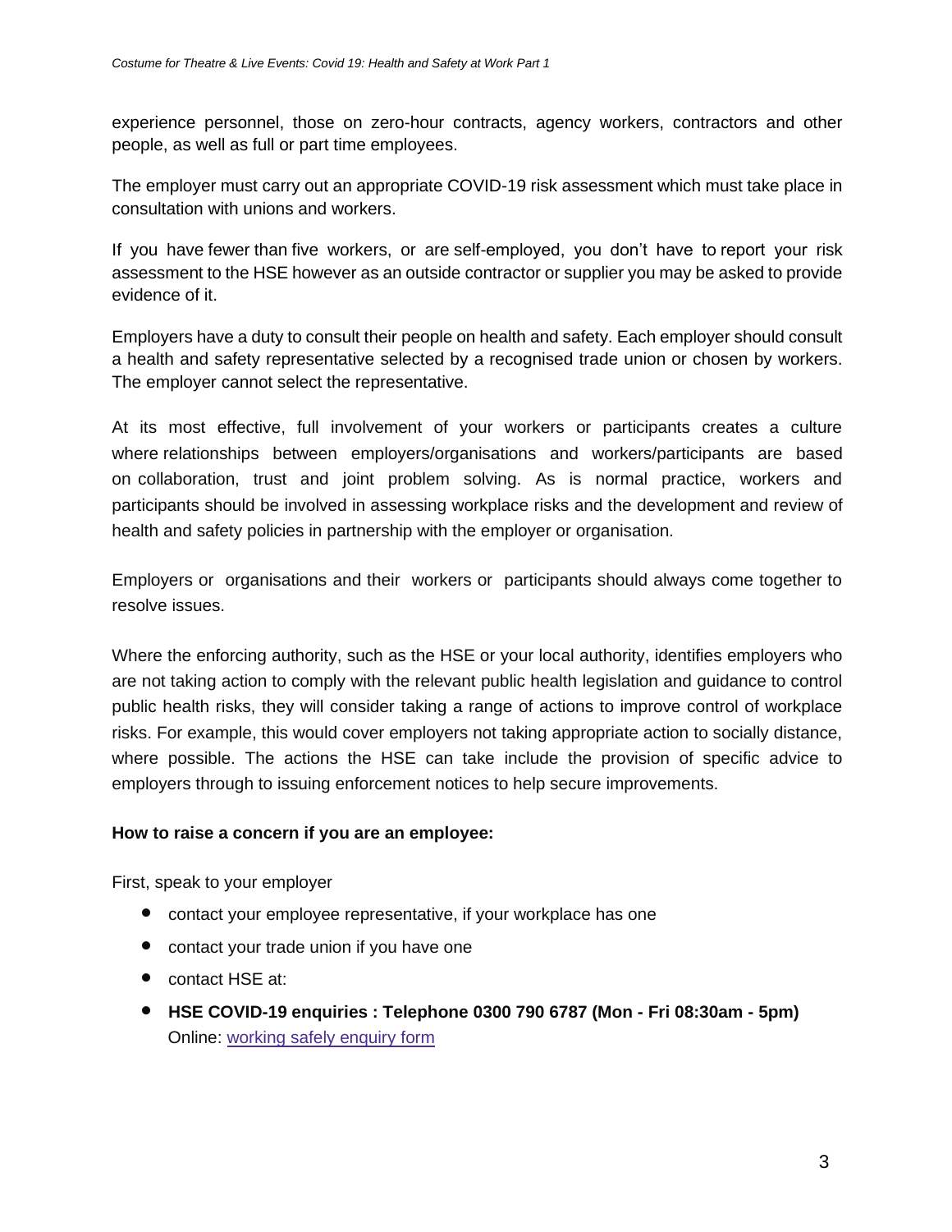experience personnel, those on zero-hour contracts, agency workers, contractors and other people, as well as full or part time employees.

The employer must carry out an appropriate COVID-19 risk assessment which must take place in consultation with unions and workers.

If you have fewer than five workers, or are self-employed, you don't have to report your risk assessment to the HSE however as an outside contractor or supplier you may be asked to provide evidence of it.

Employers have a duty to consult their people on health and safety. Each employer should consult a health and safety representative selected by a recognised trade union or chosen by workers. The employer cannot select the representative.

At its most effective, full involvement of your workers or participants creates a culture where relationships between employers/organisations and workers/participants are based on collaboration, trust and joint problem solving. As is normal practice, workers and participants should be involved in assessing workplace risks and the development and review of health and safety policies in partnership with the employer or organisation.

Employers or organisations and their workers or participants should always come together to resolve issues.

Where the enforcing authority, such as the HSE or your local authority, identifies employers who are not taking action to comply with the relevant public health legislation and guidance to control public health risks, they will consider taking a range of actions to improve control of workplace risks. For example, this would cover employers not taking appropriate action to socially distance, where possible. The actions the HSE can take include the provision of specific advice to employers through to issuing enforcement notices to help secure improvements.

**How to raise a concern if you are an employee:**

First, speak to your employer

- contact your employee representative, if your workplace has one
- contact your trade union if you have one
- contact HSE at:
- **HSE COVID-19 enquiries : Telephone 0300 790 6787 (Mon - Fri 08:30am - 5pm)**
  Online: working safely enquiry form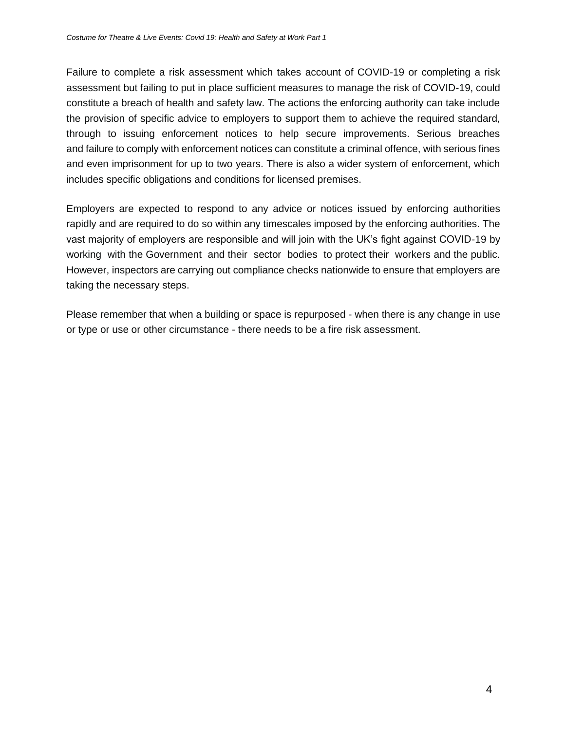Failure to complete a risk assessment which takes account of COVID-19 or completing a risk assessment but failing to put in place sufficient measures to manage the risk of COVID-19, could constitute a breach of health and safety law. The actions the enforcing authority can take include the provision of specific advice to employers to support them to achieve the required standard, through to issuing enforcement notices to help secure improvements. Serious breaches and failure to comply with enforcement notices can constitute a criminal offence, with serious fines and even imprisonment for up to two years. There is also a wider system of enforcement, which includes specific obligations and conditions for licensed premises.

Employers are expected to respond to any advice or notices issued by enforcing authorities rapidly and are required to do so within any timescales imposed by the enforcing authorities. The vast majority of employers are responsible and will join with the UK's fight against COVID-19 by working with the Government and their sector bodies to protect their workers and the public. However, inspectors are carrying out compliance checks nationwide to ensure that employers are taking the necessary steps.

Please remember that when a building or space is repurposed - when there is any change in use or type or use or other circumstance - there needs to be a fire risk assessment.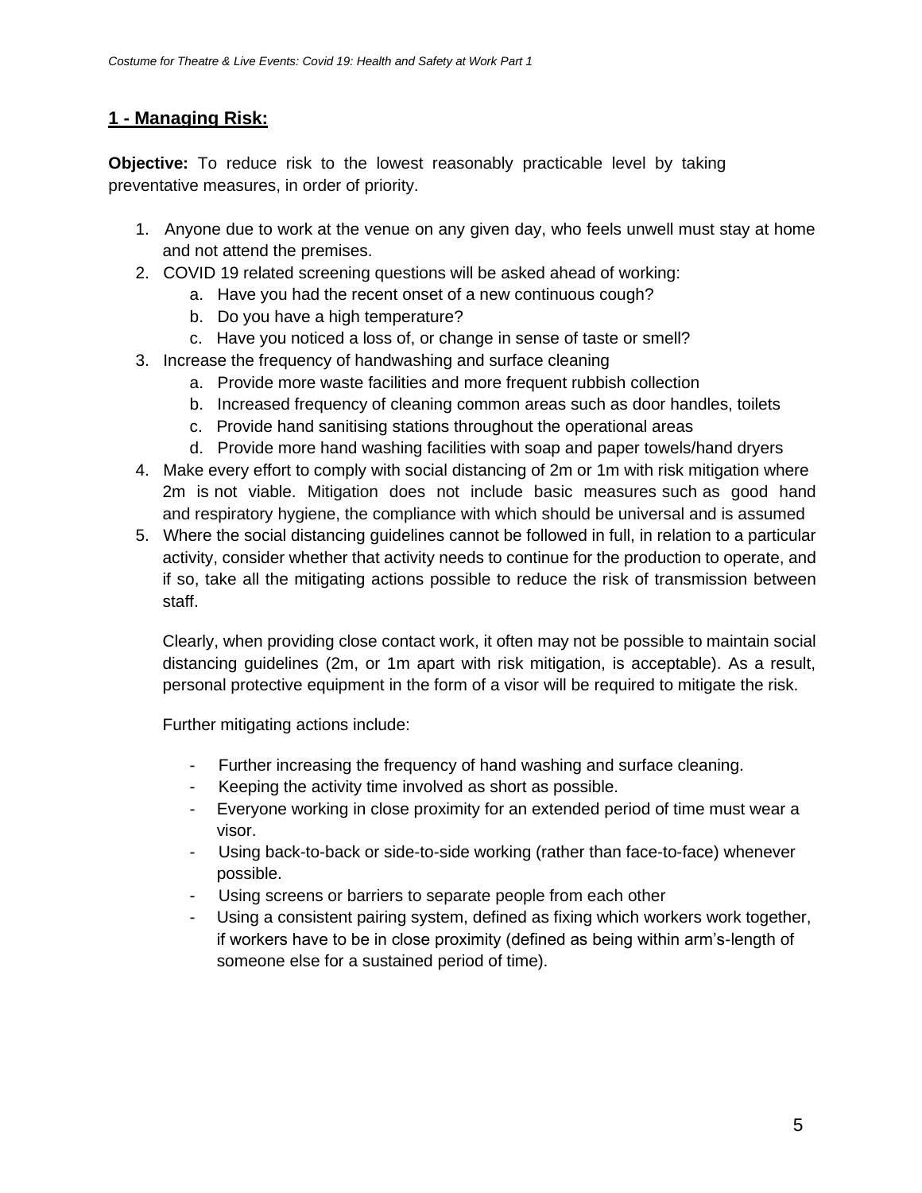## 1 - Managing Risk:

**Objective:** To reduce risk to the lowest reasonably practicable level by taking preventative measures, in order of priority.

1. Anyone due to work at the venue on any given day, who feels unwell must stay at home and not attend the premises.
2. COVID 19 related screening questions will be asked ahead of working:
    a. Have you had the recent onset of a new continuous cough?
    b. Do you have a high temperature?
    c. Have you noticed a loss of, or change in sense of taste or smell?
3. Increase the frequency of handwashing and surface cleaning
    a. Provide more waste facilities and more frequent rubbish collection
    b. Increased frequency of cleaning common areas such as door handles, toilets
    c. Provide hand sanitising stations throughout the operational areas
    d. Provide more hand washing facilities with soap and paper towels/hand dryers
4. Make every effort to comply with social distancing of 2m or 1m with risk mitigation where 2m is not viable. Mitigation does not include basic measures such as good hand and respiratory hygiene, the compliance with which should be universal and is assumed
5. Where the social distancing guidelines cannot be followed in full, in relation to a particular activity, consider whether that activity needs to continue for the production to operate, and if so, take all the mitigating actions possible to reduce the risk of transmission between staff.

    Clearly, when providing close contact work, it often may not be possible to maintain social distancing guidelines (2m, or 1m apart with risk mitigation, is acceptable). As a result, personal protective equipment in the form of a visor will be required to mitigate the risk.

    Further mitigating actions include:

    - Further increasing the frequency of hand washing and surface cleaning.
    - Keeping the activity time involved as short as possible.
    - Everyone working in close proximity for an extended period of time must wear a visor.
    - Using back-to-back or side-to-side working (rather than face-to-face) whenever possible.
    - Using screens or barriers to separate people from each other
    - Using a consistent pairing system, defined as fixing which workers work together, if workers have to be in close proximity (defined as being within arm's-length of someone else for a sustained period of time).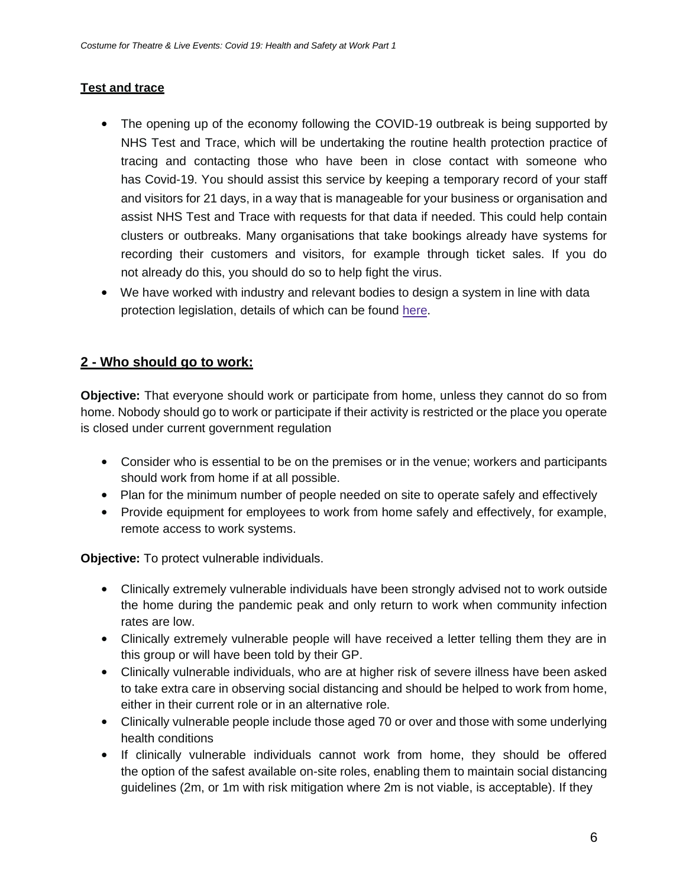**Test and trace**

- The opening up of the economy following the COVID-19 outbreak is being supported by NHS Test and Trace, which will be undertaking the routine health protection practice of tracing and contacting those who have been in close contact with someone who has Covid-19. You should assist this service by keeping a temporary record of your staff and visitors for 21 days, in a way that is manageable for your business or organisation and assist NHS Test and Trace with requests for that data if needed. This could help contain clusters or outbreaks. Many organisations that take bookings already have systems for recording their customers and visitors, for example through ticket sales. If you do not already do this, you should do so to help fight the virus.
- We have worked with industry and relevant bodies to design a system in line with data protection legislation, details of which can be found here.

## 2 - Who should go to work:

**Objective:** That everyone should work or participate from home, unless they cannot do so from home. Nobody should go to work or participate if their activity is restricted or the place you operate is closed under current government regulation

- Consider who is essential to be on the premises or in the venue; workers and participants should work from home if at all possible.
- Plan for the minimum number of people needed on site to operate safely and effectively
- Provide equipment for employees to work from home safely and effectively, for example, remote access to work systems.

**Objective:** To protect vulnerable individuals.

- Clinically extremely vulnerable individuals have been strongly advised not to work outside the home during the pandemic peak and only return to work when community infection rates are low.
- Clinically extremely vulnerable people will have received a letter telling them they are in this group or will have been told by their GP.
- Clinically vulnerable individuals, who are at higher risk of severe illness have been asked to take extra care in observing social distancing and should be helped to work from home, either in their current role or in an alternative role.
- Clinically vulnerable people include those aged 70 or over and those with some underlying health conditions
- If clinically vulnerable individuals cannot work from home, they should be offered the option of the safest available on-site roles, enabling them to maintain social distancing guidelines (2m, or 1m with risk mitigation where 2m is not viable, is acceptable). If they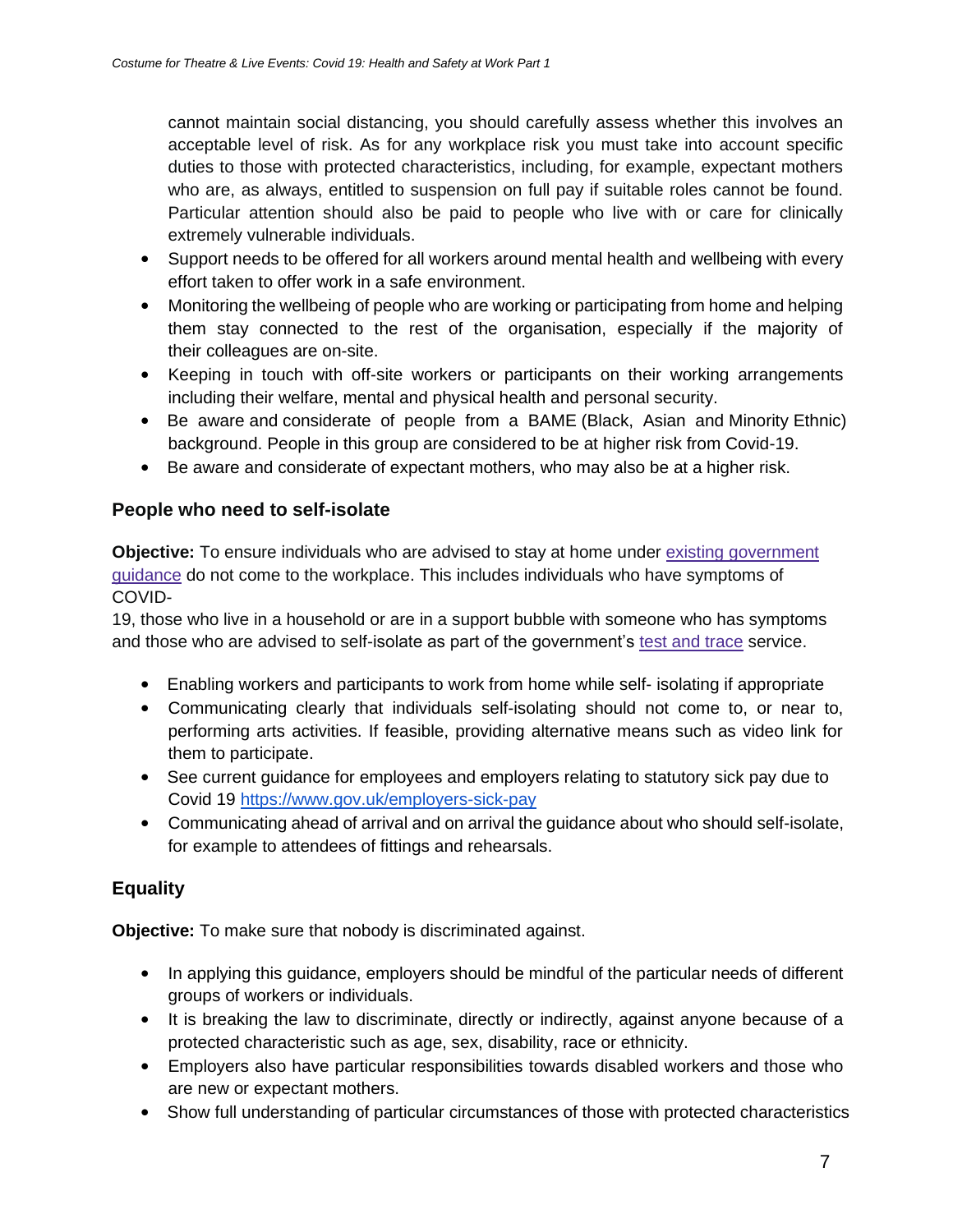cannot maintain social distancing, you should carefully assess whether this involves an acceptable level of risk. As for any workplace risk you must take into account specific duties to those with protected characteristics, including, for example, expectant mothers who are, as always, entitled to suspension on full pay if suitable roles cannot be found. Particular attention should also be paid to people who live with or care for clinically extremely vulnerable individuals.

- Support needs to be offered for all workers around mental health and wellbeing with every effort taken to offer work in a safe environment.
- Monitoring the wellbeing of people who are working or participating from home and helping them stay connected to the rest of the organisation, especially if the majority of their colleagues are on-site.
- Keeping in touch with off-site workers or participants on their working arrangements including their welfare, mental and physical health and personal security.
- Be aware and considerate of people from a BAME (Black, Asian and Minority Ethnic) background. People in this group are considered to be at higher risk from Covid-19.
- Be aware and considerate of expectant mothers, who may also be at a higher risk.

### People who need to self-isolate

**Objective:** To ensure individuals who are advised to stay at home under [existing government guidance]() do not come to the workplace. This includes individuals who have symptoms of COVID-19, those who live in a household or are in a support bubble with someone who has symptoms and those who are advised to self-isolate as part of the government's [test and trace]() service.

- Enabling workers and participants to work from home while self- isolating if appropriate
- Communicating clearly that individuals self-isolating should not come to, or near to, performing arts activities. If feasible, providing alternative means such as video link for them to participate.
- See current guidance for employees and employers relating to statutory sick pay due to Covid 19 https://www.gov.uk/employers-sick-pay
- Communicating ahead of arrival and on arrival the guidance about who should self-isolate, for example to attendees of fittings and rehearsals.

### Equality

**Objective:** To make sure that nobody is discriminated against.

- In applying this guidance, employers should be mindful of the particular needs of different groups of workers or individuals.
- It is breaking the law to discriminate, directly or indirectly, against anyone because of a protected characteristic such as age, sex, disability, race or ethnicity.
- Employers also have particular responsibilities towards disabled workers and those who are new or expectant mothers.
- Show full understanding of particular circumstances of those with protected characteristics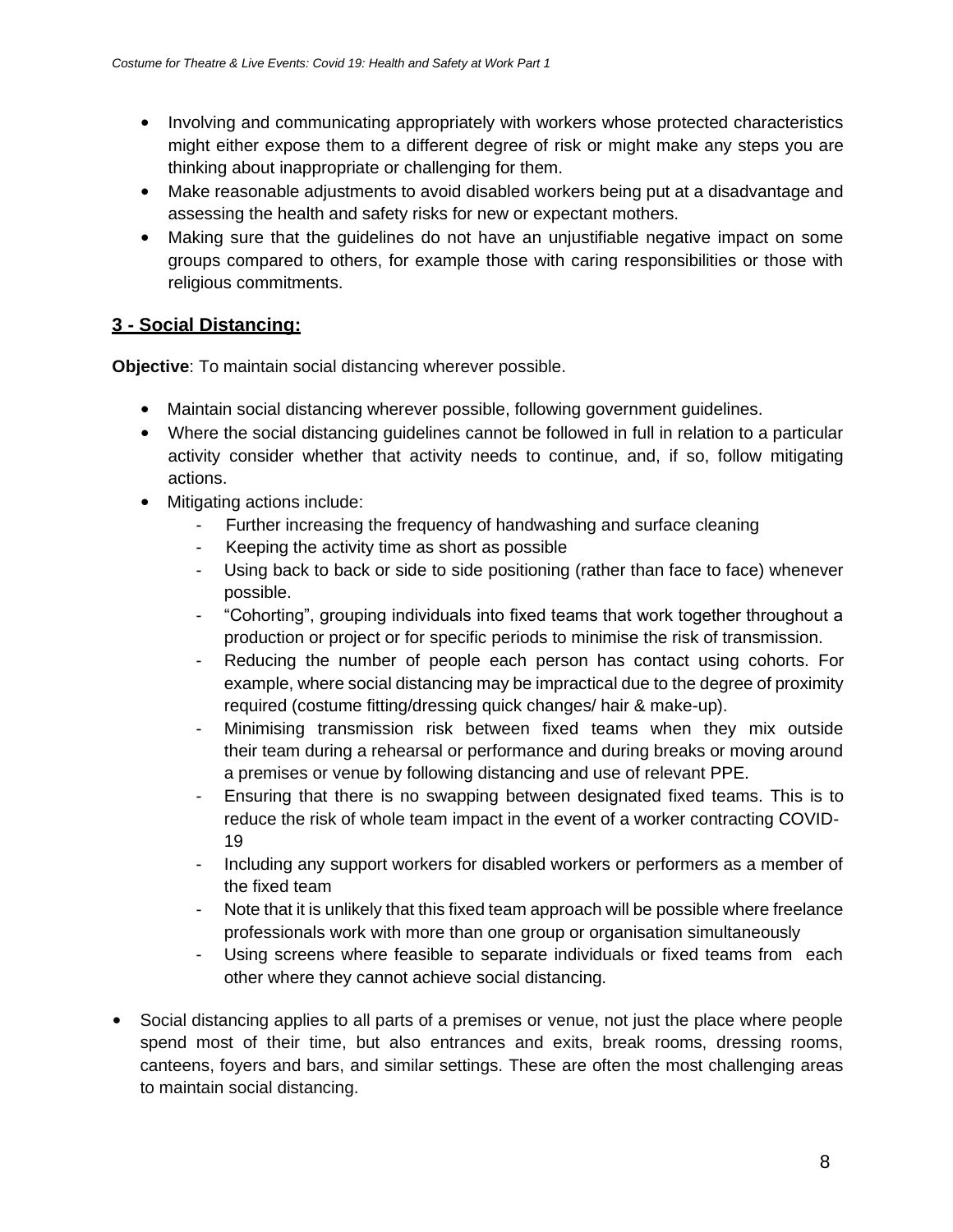- Involving and communicating appropriately with workers whose protected characteristics might either expose them to a different degree of risk or might make any steps you are thinking about inappropriate or challenging for them.
- Make reasonable adjustments to avoid disabled workers being put at a disadvantage and assessing the health and safety risks for new or expectant mothers.
- Making sure that the guidelines do not have an unjustifiable negative impact on some groups compared to others, for example those with caring responsibilities or those with religious commitments.

## 3 - Social Distancing:

**Objective**: To maintain social distancing wherever possible.

- Maintain social distancing wherever possible, following government guidelines.
- Where the social distancing guidelines cannot be followed in full in relation to a particular activity consider whether that activity needs to continue, and, if so, follow mitigating actions.
- Mitigating actions include:
    - Further increasing the frequency of handwashing and surface cleaning
    - Keeping the activity time as short as possible
    - Using back to back or side to side positioning (rather than face to face) whenever possible.
    - "Cohorting", grouping individuals into fixed teams that work together throughout a production or project or for specific periods to minimise the risk of transmission.
    - Reducing the number of people each person has contact using cohorts. For example, where social distancing may be impractical due to the degree of proximity required (costume fitting/dressing quick changes/ hair & make-up).
    - Minimising transmission risk between fixed teams when they mix outside their team during a rehearsal or performance and during breaks or moving around a premises or venue by following distancing and use of relevant PPE.
    - Ensuring that there is no swapping between designated fixed teams. This is to reduce the risk of whole team impact in the event of a worker contracting COVID-19
    - Including any support workers for disabled workers or performers as a member of the fixed team
    - Note that it is unlikely that this fixed team approach will be possible where freelance professionals work with more than one group or organisation simultaneously
    - Using screens where feasible to separate individuals or fixed teams from each other where they cannot achieve social distancing.

- Social distancing applies to all parts of a premises or venue, not just the place where people spend most of their time, but also entrances and exits, break rooms, dressing rooms, canteens, foyers and bars, and similar settings. These are often the most challenging areas to maintain social distancing.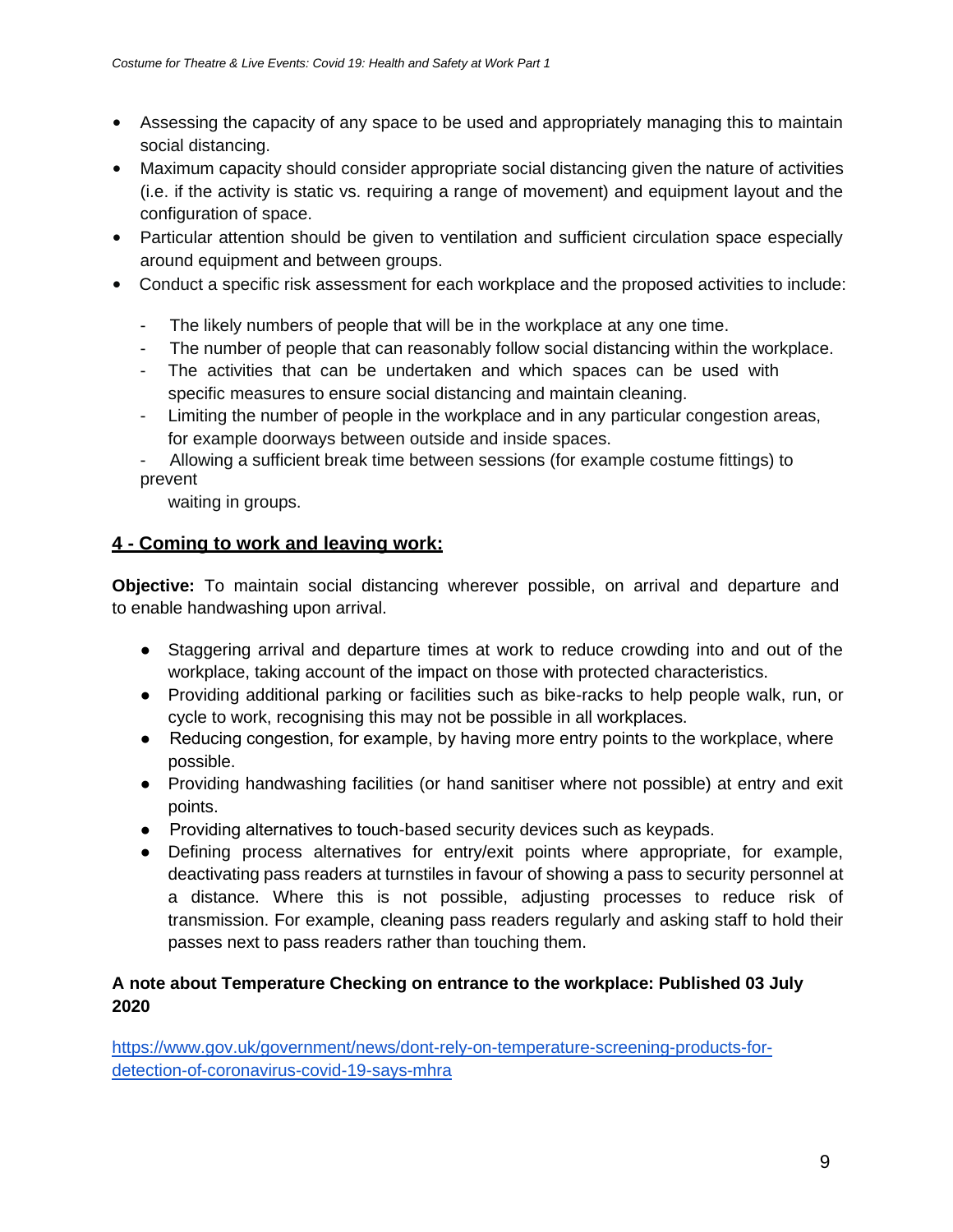- Assessing the capacity of any space to be used and appropriately managing this to maintain social distancing.
- Maximum capacity should consider appropriate social distancing given the nature of activities (i.e. if the activity is static vs. requiring a range of movement) and equipment layout and the configuration of space.
- Particular attention should be given to ventilation and sufficient circulation space especially around equipment and between groups.
- Conduct a specific risk assessment for each workplace and the proposed activities to include:
    - The likely numbers of people that will be in the workplace at any one time.
    - The number of people that can reasonably follow social distancing within the workplace.
    - The activities that can be undertaken and which spaces can be used with specific measures to ensure social distancing and maintain cleaning.
    - Limiting the number of people in the workplace and in any particular congestion areas, for example doorways between outside and inside spaces.
    - Allowing a sufficient break time between sessions (for example costume fittings) to prevent waiting in groups.

## 4 - Coming to work and leaving work:

**Objective:** To maintain social distancing wherever possible, on arrival and departure and to enable handwashing upon arrival.

- Staggering arrival and departure times at work to reduce crowding into and out of the workplace, taking account of the impact on those with protected characteristics.
- Providing additional parking or facilities such as bike-racks to help people walk, run, or cycle to work, recognising this may not be possible in all workplaces.
- Reducing congestion, for example, by having more entry points to the workplace, where possible.
- Providing handwashing facilities (or hand sanitiser where not possible) at entry and exit points.
- Providing alternatives to touch-based security devices such as keypads.
- Defining process alternatives for entry/exit points where appropriate, for example, deactivating pass readers at turnstiles in favour of showing a pass to security personnel at a distance. Where this is not possible, adjusting processes to reduce risk of transmission. For example, cleaning pass readers regularly and asking staff to hold their passes next to pass readers rather than touching them.

**A note about Temperature Checking on entrance to the workplace: Published 03 July 2020**

https://www.gov.uk/government/news/dont-rely-on-temperature-screening-products-for-detection-of-coronavirus-covid-19-says-mhra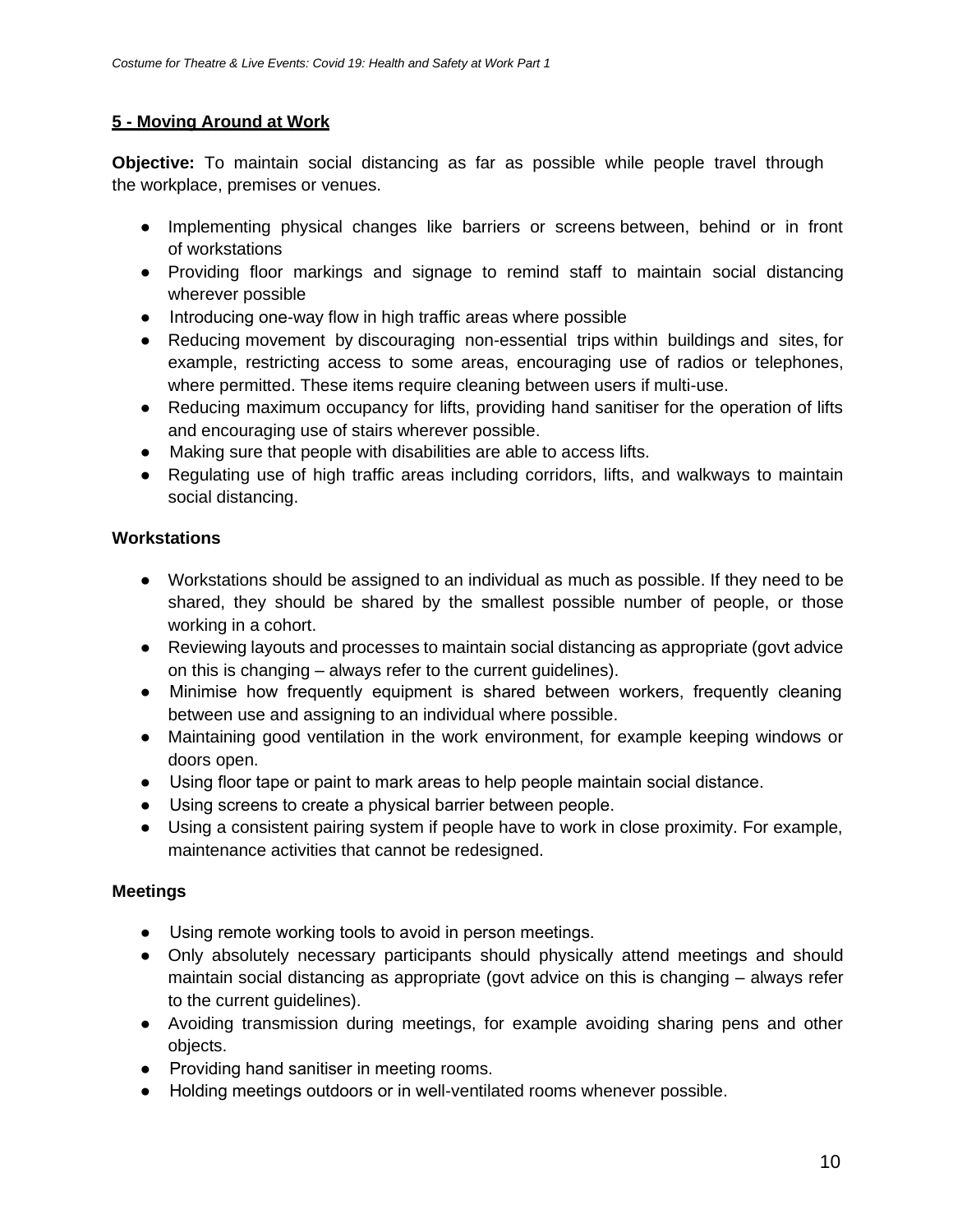## 5 - Moving Around at Work

**Objective:** To maintain social distancing as far as possible while people travel through the workplace, premises or venues.

- Implementing physical changes like barriers or screens between, behind or in front of workstations
- Providing floor markings and signage to remind staff to maintain social distancing wherever possible
- Introducing one-way flow in high traffic areas where possible
- Reducing movement by discouraging non-essential trips within buildings and sites, for example, restricting access to some areas, encouraging use of radios or telephones, where permitted. These items require cleaning between users if multi-use.
- Reducing maximum occupancy for lifts, providing hand sanitiser for the operation of lifts and encouraging use of stairs wherever possible.
- Making sure that people with disabilities are able to access lifts.
- Regulating use of high traffic areas including corridors, lifts, and walkways to maintain social distancing.

### Workstations

- Workstations should be assigned to an individual as much as possible. If they need to be shared, they should be shared by the smallest possible number of people, or those working in a cohort.
- Reviewing layouts and processes to maintain social distancing as appropriate (govt advice on this is changing – always refer to the current guidelines).
- Minimise how frequently equipment is shared between workers, frequently cleaning between use and assigning to an individual where possible.
- Maintaining good ventilation in the work environment, for example keeping windows or doors open.
- Using floor tape or paint to mark areas to help people maintain social distance.
- Using screens to create a physical barrier between people.
- Using a consistent pairing system if people have to work in close proximity. For example, maintenance activities that cannot be redesigned.

### Meetings

- Using remote working tools to avoid in person meetings.
- Only absolutely necessary participants should physically attend meetings and should maintain social distancing as appropriate (govt advice on this is changing – always refer to the current guidelines).
- Avoiding transmission during meetings, for example avoiding sharing pens and other objects.
- Providing hand sanitiser in meeting rooms.
- Holding meetings outdoors or in well-ventilated rooms whenever possible.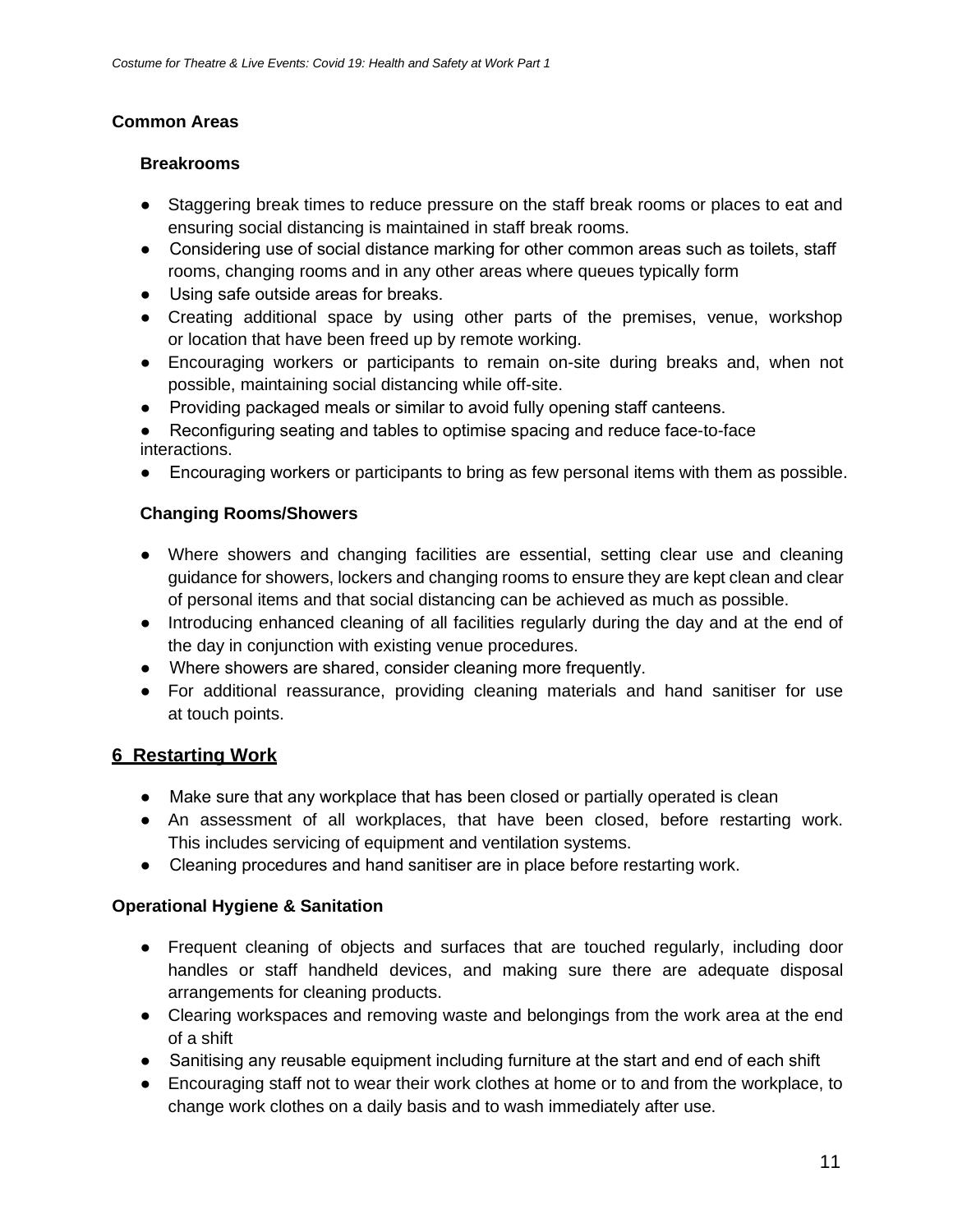**Common Areas**

**Breakrooms**

- Staggering break times to reduce pressure on the staff break rooms or places to eat and ensuring social distancing is maintained in staff break rooms.
- Considering use of social distance marking for other common areas such as toilets, staff rooms, changing rooms and in any other areas where queues typically form
- Using safe outside areas for breaks.
- Creating additional space by using other parts of the premises, venue, workshop or location that have been freed up by remote working.
- Encouraging workers or participants to remain on-site during breaks and, when not possible, maintaining social distancing while off-site.
- Providing packaged meals or similar to avoid fully opening staff canteens.
- Reconfiguring seating and tables to optimise spacing and reduce face-to-face interactions.
- Encouraging workers or participants to bring as few personal items with them as possible.

**Changing Rooms/Showers**

- Where showers and changing facilities are essential, setting clear use and cleaning guidance for showers, lockers and changing rooms to ensure they are kept clean and clear of personal items and that social distancing can be achieved as much as possible.
- Introducing enhanced cleaning of all facilities regularly during the day and at the end of the day in conjunction with existing venue procedures.
- Where showers are shared, consider cleaning more frequently.
- For additional reassurance, providing cleaning materials and hand sanitiser for use at touch points.

## 6 Restarting Work

- Make sure that any workplace that has been closed or partially operated is clean
- An assessment of all workplaces, that have been closed, before restarting work. This includes servicing of equipment and ventilation systems.
- Cleaning procedures and hand sanitiser are in place before restarting work.

**Operational Hygiene & Sanitation**

- Frequent cleaning of objects and surfaces that are touched regularly, including door handles or staff handheld devices, and making sure there are adequate disposal arrangements for cleaning products.
- Clearing workspaces and removing waste and belongings from the work area at the end of a shift
- Sanitising any reusable equipment including furniture at the start and end of each shift
- Encouraging staff not to wear their work clothes at home or to and from the workplace, to change work clothes on a daily basis and to wash immediately after use.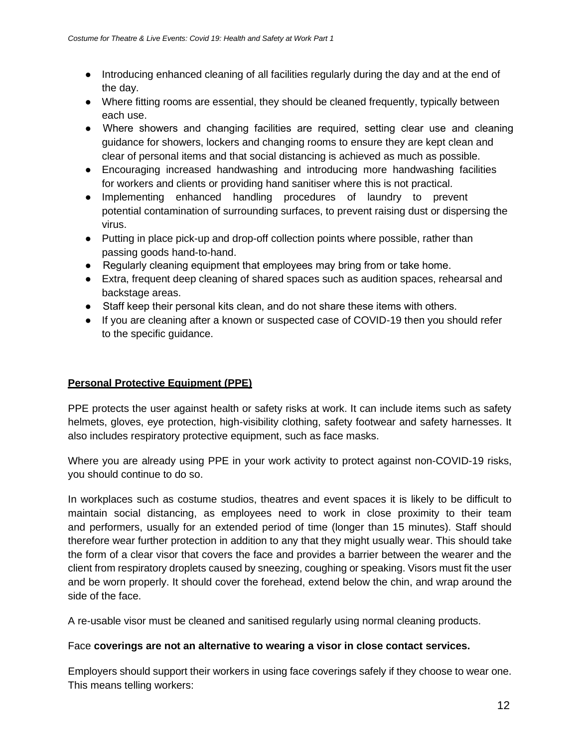- Introducing enhanced cleaning of all facilities regularly during the day and at the end of the day.
- Where fitting rooms are essential, they should be cleaned frequently, typically between each use.
- Where showers and changing facilities are required, setting clear use and cleaning guidance for showers, lockers and changing rooms to ensure they are kept clean and clear of personal items and that social distancing is achieved as much as possible.
- Encouraging increased handwashing and introducing more handwashing facilities for workers and clients or providing hand sanitiser where this is not practical.
- Implementing enhanced handling procedures of laundry to prevent potential contamination of surrounding surfaces, to prevent raising dust or dispersing the virus.
- Putting in place pick-up and drop-off collection points where possible, rather than passing goods hand-to-hand.
- Regularly cleaning equipment that employees may bring from or take home.
- Extra, frequent deep cleaning of shared spaces such as audition spaces, rehearsal and backstage areas.
- Staff keep their personal kits clean, and do not share these items with others.
- If you are cleaning after a known or suspected case of COVID-19 then you should refer to the specific guidance.

## Personal Protective Equipment (PPE)

PPE protects the user against health or safety risks at work. It can include items such as safety helmets, gloves, eye protection, high-visibility clothing, safety footwear and safety harnesses. It also includes respiratory protective equipment, such as face masks.

Where you are already using PPE in your work activity to protect against non-COVID-19 risks, you should continue to do so.

In workplaces such as costume studios, theatres and event spaces it is likely to be difficult to maintain social distancing, as employees need to work in close proximity to their team and performers, usually for an extended period of time (longer than 15 minutes). Staff should therefore wear further protection in addition to any that they might usually wear. This should take the form of a clear visor that covers the face and provides a barrier between the wearer and the client from respiratory droplets caused by sneezing, coughing or speaking. Visors must fit the user and be worn properly. It should cover the forehead, extend below the chin, and wrap around the side of the face.

A re-usable visor must be cleaned and sanitised regularly using normal cleaning products.

Face **coverings are not an alternative to wearing a visor in close contact services.**

Employers should support their workers in using face coverings safely if they choose to wear one. This means telling workers: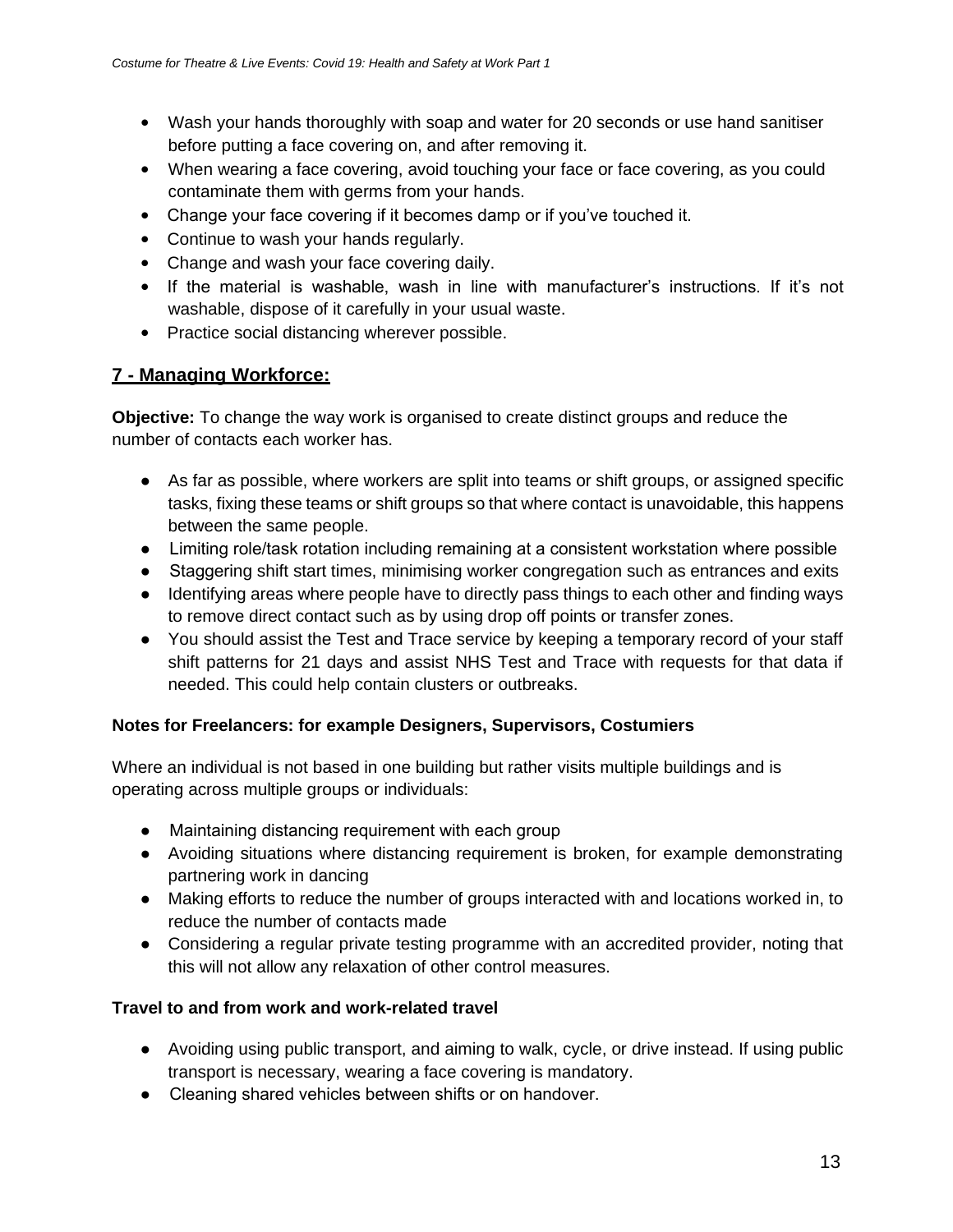- Wash your hands thoroughly with soap and water for 20 seconds or use hand sanitiser before putting a face covering on, and after removing it.
- When wearing a face covering, avoid touching your face or face covering, as you could contaminate them with germs from your hands.
- Change your face covering if it becomes damp or if you've touched it.
- Continue to wash your hands regularly.
- Change and wash your face covering daily.
- If the material is washable, wash in line with manufacturer's instructions. If it's not washable, dispose of it carefully in your usual waste.
- Practice social distancing wherever possible.

## 7 - Managing Workforce:

**Objective:** To change the way work is organised to create distinct groups and reduce the number of contacts each worker has.

- As far as possible, where workers are split into teams or shift groups, or assigned specific tasks, fixing these teams or shift groups so that where contact is unavoidable, this happens between the same people.
- Limiting role/task rotation including remaining at a consistent workstation where possible
- Staggering shift start times, minimising worker congregation such as entrances and exits
- Identifying areas where people have to directly pass things to each other and finding ways to remove direct contact such as by using drop off points or transfer zones.
- You should assist the Test and Trace service by keeping a temporary record of your staff shift patterns for 21 days and assist NHS Test and Trace with requests for that data if needed. This could help contain clusters or outbreaks.

**Notes for Freelancers: for example Designers, Supervisors, Costumiers**

Where an individual is not based in one building but rather visits multiple buildings and is operating across multiple groups or individuals:

- Maintaining distancing requirement with each group
- Avoiding situations where distancing requirement is broken, for example demonstrating partnering work in dancing
- Making efforts to reduce the number of groups interacted with and locations worked in, to reduce the number of contacts made
- Considering a regular private testing programme with an accredited provider, noting that this will not allow any relaxation of other control measures.

**Travel to and from work and work-related travel**

- Avoiding using public transport, and aiming to walk, cycle, or drive instead. If using public transport is necessary, wearing a face covering is mandatory.
- Cleaning shared vehicles between shifts or on handover.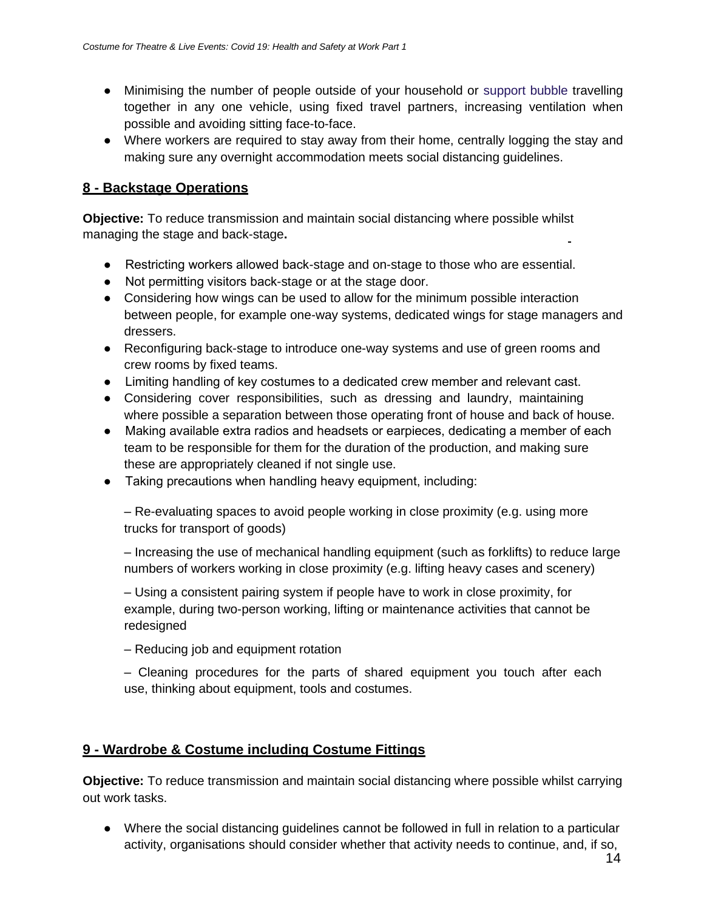- Minimising the number of people outside of your household or support bubble travelling together in any one vehicle, using fixed travel partners, increasing ventilation when possible and avoiding sitting face-to-face.
- Where workers are required to stay away from their home, centrally logging the stay and making sure any overnight accommodation meets social distancing guidelines.

## 8 - Backstage Operations

**Objective:** To reduce transmission and maintain social distancing where possible whilst managing the stage and back-stage**.**

- Restricting workers allowed back-stage and on-stage to those who are essential.
- Not permitting visitors back-stage or at the stage door.
- Considering how wings can be used to allow for the minimum possible interaction between people, for example one-way systems, dedicated wings for stage managers and dressers.
- Reconfiguring back-stage to introduce one-way systems and use of green rooms and crew rooms by fixed teams.
- Limiting handling of key costumes to a dedicated crew member and relevant cast.
- Considering cover responsibilities, such as dressing and laundry, maintaining where possible a separation between those operating front of house and back of house.
- Making available extra radios and headsets or earpieces, dedicating a member of each team to be responsible for them for the duration of the production, and making sure these are appropriately cleaned if not single use.
- Taking precautions when handling heavy equipment, including:

  – Re-evaluating spaces to avoid people working in close proximity (e.g. using more trucks for transport of goods)

  – Increasing the use of mechanical handling equipment (such as forklifts) to reduce large numbers of workers working in close proximity (e.g. lifting heavy cases and scenery)

  – Using a consistent pairing system if people have to work in close proximity, for example, during two-person working, lifting or maintenance activities that cannot be redesigned

  – Reducing job and equipment rotation

  – Cleaning procedures for the parts of shared equipment you touch after each use, thinking about equipment, tools and costumes.

## 9 - Wardrobe & Costume including Costume Fittings

**Objective:** To reduce transmission and maintain social distancing where possible whilst carrying out work tasks.

- Where the social distancing guidelines cannot be followed in full in relation to a particular activity, organisations should consider whether that activity needs to continue, and, if so,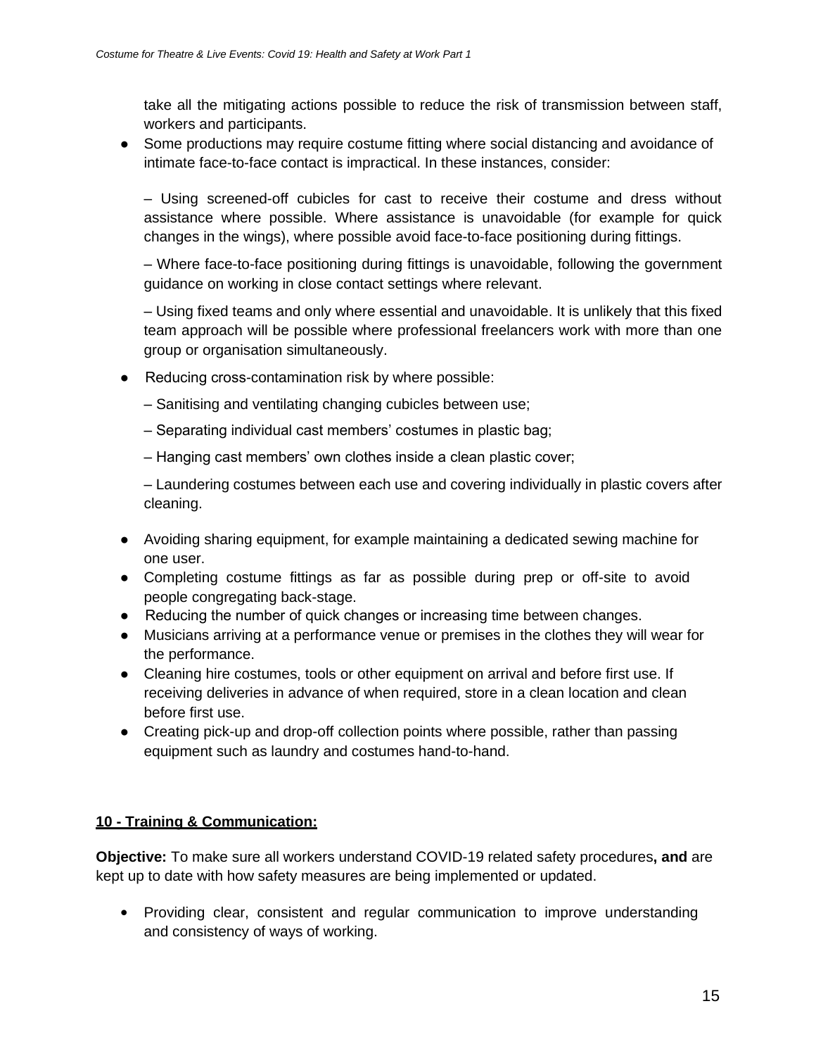take all the mitigating actions possible to reduce the risk of transmission between staff, workers and participants.

- Some productions may require costume fitting where social distancing and avoidance of intimate face-to-face contact is impractical. In these instances, consider:

  – Using screened-off cubicles for cast to receive their costume and dress without assistance where possible. Where assistance is unavoidable (for example for quick changes in the wings), where possible avoid face-to-face positioning during fittings.

  – Where face-to-face positioning during fittings is unavoidable, following the government guidance on working in close contact settings where relevant.

  – Using fixed teams and only where essential and unavoidable. It is unlikely that this fixed team approach will be possible where professional freelancers work with more than one group or organisation simultaneously.

- Reducing cross-contamination risk by where possible:

  – Sanitising and ventilating changing cubicles between use;

  – Separating individual cast members' costumes in plastic bag;

  – Hanging cast members' own clothes inside a clean plastic cover;

  – Laundering costumes between each use and covering individually in plastic covers after cleaning.

- Avoiding sharing equipment, for example maintaining a dedicated sewing machine for one user.
- Completing costume fittings as far as possible during prep or off-site to avoid people congregating back-stage.
- Reducing the number of quick changes or increasing time between changes.
- Musicians arriving at a performance venue or premises in the clothes they will wear for the performance.
- Cleaning hire costumes, tools or other equipment on arrival and before first use. If receiving deliveries in advance of when required, store in a clean location and clean before first use.
- Creating pick-up and drop-off collection points where possible, rather than passing equipment such as laundry and costumes hand-to-hand.

## 10 - Training & Communication:

**Objective:** To make sure all workers understand COVID-19 related safety procedures**, and** are kept up to date with how safety measures are being implemented or updated.

- Providing clear, consistent and regular communication to improve understanding and consistency of ways of working.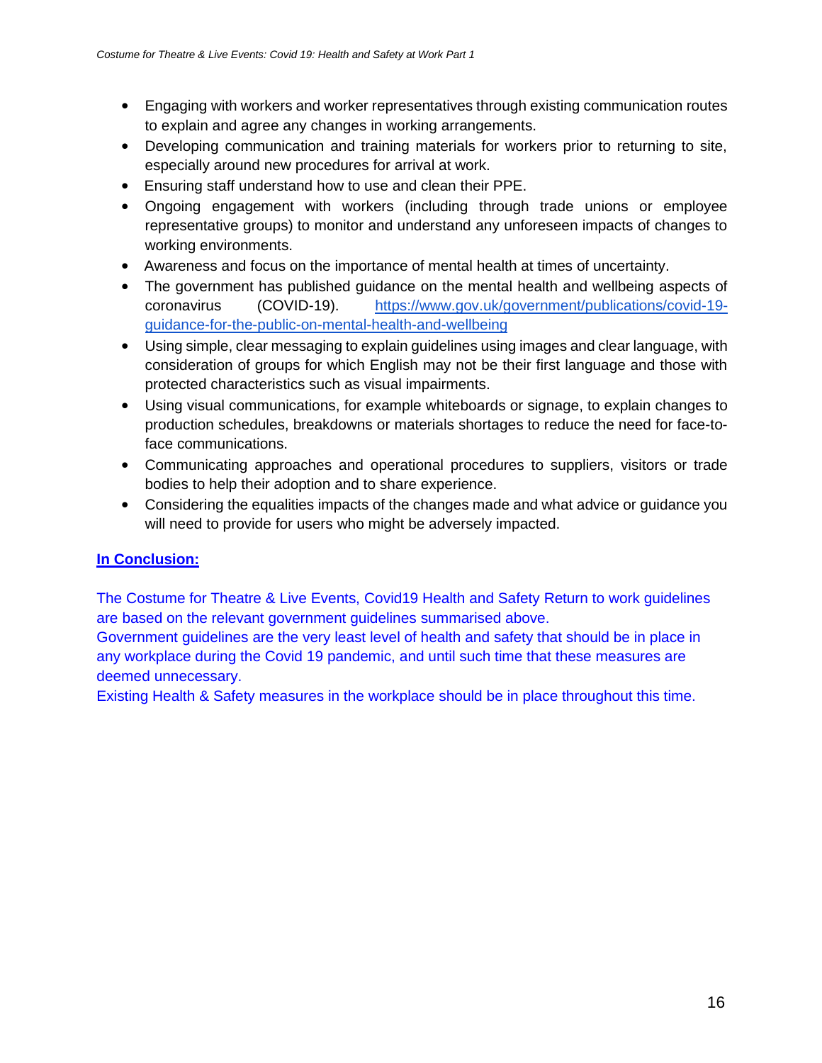- Engaging with workers and worker representatives through existing communication routes to explain and agree any changes in working arrangements.
- Developing communication and training materials for workers prior to returning to site, especially around new procedures for arrival at work.
- Ensuring staff understand how to use and clean their PPE.
- Ongoing engagement with workers (including through trade unions or employee representative groups) to monitor and understand any unforeseen impacts of changes to working environments.
- Awareness and focus on the importance of mental health at times of uncertainty.
- The government has published guidance on the mental health and wellbeing aspects of coronavirus (COVID-19). https://www.gov.uk/government/publications/covid-19-guidance-for-the-public-on-mental-health-and-wellbeing
- Using simple, clear messaging to explain guidelines using images and clear language, with consideration of groups for which English may not be their first language and those with protected characteristics such as visual impairments.
- Using visual communications, for example whiteboards or signage, to explain changes to production schedules, breakdowns or materials shortages to reduce the need for face-to-face communications.
- Communicating approaches and operational procedures to suppliers, visitors or trade bodies to help their adoption and to share experience.
- Considering the equalities impacts of the changes made and what advice or guidance you will need to provide for users who might be adversely impacted.

## In Conclusion:

The Costume for Theatre & Live Events, Covid19 Health and Safety Return to work guidelines are based on the relevant government guidelines summarised above.
Government guidelines are the very least level of health and safety that should be in place in any workplace during the Covid 19 pandemic, and until such time that these measures are deemed unnecessary.
Existing Health & Safety measures in the workplace should be in place throughout this time.